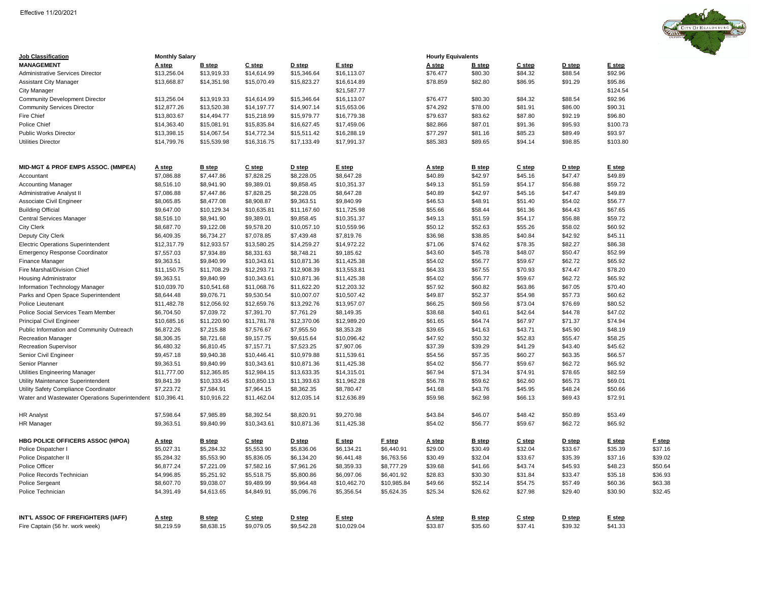Effective 11/20/2021

| Job Classification | Monthly Salary | | | | | | Hourly Equivalents | | | | | |
|---|---|---|---|---|---|---|---|---|---|---|---|---|
| **MANAGEMENT** | **A step** | **B step** | **C step** | **D step** | **E step** | | **A step** | **B step** | **C step** | **D step** | **E step** | |
| Administrative Services Director | $13,256.04 | $13,919.33 | $14,614.99 | $15,346.64 | $16,113.07 | | $76.477 | $80.30 | $84.32 | $88.54 | $92.96 | |
| Assistant City Manager | $13,668.87 | $14,351.98 | $15,070.49 | $15,823.27 | $16,614.89 | | $78.859 | $82.80 | $86.95 | $91.29 | $95.86 | |
| City Manager | | | | | $21,587.77 | | | | | | $124.54 | |
| Community Development Director | $13,256.04 | $13,919.33 | $14,614.99 | $15,346.64 | $16,113.07 | | $76.477 | $80.30 | $84.32 | $88.54 | $92.96 | |
| Community Services Director | $12,877.26 | $13,520.38 | $14,197.77 | $14,907.14 | $15,653.06 | | $74.292 | $78.00 | $81.91 | $86.00 | $90.31 | |
| Fire Chief | $13,803.67 | $14,494.77 | $15,218.99 | $15,979.77 | $16,779.38 | | $79.637 | $83.62 | $87.80 | $92.19 | $96.80 | |
| Police Chief | $14,363.40 | $15,081.91 | $15,835.84 | $16,627.45 | $17,459.06 | | $82.866 | $87.01 | $91.36 | $95.93 | $100.73 | |
| Public Works Director | $13,398.15 | $14,067.54 | $14,772.34 | $15,511.42 | $16,288.19 | | $77.297 | $81.16 | $85.23 | $89.49 | $93.97 | |
| Utilities Director | $14,799.76 | $15,539.98 | $16,316.75 | $17,133.49 | $17,991.37 | | $85.383 | $89.65 | $94.14 | $98.85 | $103.80 | |
| | | | | | | | | | | | | |
| **MID-MGT & PROF EMPS ASSOC. (MMPEA)** | **A step** | **B step** | **C step** | **D step** | **E step** | | **A step** | **B step** | **C step** | **D step** | **E step** | |
| Accountant | $7,086.88 | $7,447.86 | $7,828.25 | $8,228.05 | $8,647.28 | | $40.89 | $42.97 | $45.16 | $47.47 | $49.89 | |
| Accounting Manager | $8,516.10 | $8,941.90 | $9,389.01 | $9,858.45 | $10,351.37 | | $49.13 | $51.59 | $54.17 | $56.88 | $59.72 | |
| Administrative Analyst II | $7,086.88 | $7,447.86 | $7,828.25 | $8,228.05 | $8,647.28 | | $40.89 | $42.97 | $45.16 | $47.47 | $49.89 | |
| Associate Civil Engineer | $8,065.85 | $8,477.08 | $8,908.87 | $9,363.51 | $9,840.99 | | $46.53 | $48.91 | $51.40 | $54.02 | $56.77 | |
| Building Official | $9,647.00 | $10,129.34 | $10,635.81 | $11,167.60 | $11,725.98 | | $55.66 | $58.44 | $61.36 | $64.43 | $67.65 | |
| Central Services Manager | $8,516.10 | $8,941.90 | $9,389.01 | $9,858.45 | $10,351.37 | | $49.13 | $51.59 | $54.17 | $56.88 | $59.72 | |
| City Clerk | $8,687.70 | $9,122.08 | $9,578.20 | $10,057.10 | $10,559.96 | | $50.12 | $52.63 | $55.26 | $58.02 | $60.92 | |
| Deputy City Clerk | $6,409.35 | $6,734.27 | $7,078.85 | $7,439.48 | $7,819.76 | | $36.98 | $38.85 | $40.84 | $42.92 | $45.11 | |
| Electric Operations Superintendent | $12,317.79 | $12,933.57 | $13,580.25 | $14,259.27 | $14,972.22 | | $71.06 | $74.62 | $78.35 | $82.27 | $86.38 | |
| Emergency Response Coordinator | $7,557.03 | $7,934.89 | $8,331.63 | $8,748.21 | $9,185.62 | | $43.60 | $45.78 | $48.07 | $50.47 | $52.99 | |
| Finance Manager | $9,363.51 | $9,840.99 | $10,343.61 | $10,871.36 | $11,425.38 | | $54.02 | $56.77 | $59.67 | $62.72 | $65.92 | |
| Fire Marshal/Division Chief | $11,150.75 | $11,708.29 | $12,293.71 | $12,908.39 | $13,553.81 | | $64.33 | $67.55 | $70.93 | $74.47 | $78.20 | |
| Housing Administrator | $9,363.51 | $9,840.99 | $10,343.61 | $10,871.36 | $11,425.38 | | $54.02 | $56.77 | $59.67 | $62.72 | $65.92 | |
| Information Technology Manager | $10,039.70 | $10,541.68 | $11,068.76 | $11,622.20 | $12,203.32 | | $57.92 | $60.82 | $63.86 | $67.05 | $70.40 | |
| Parks and Open Space Superintendent | $8,644.48 | $9,076.71 | $9,530.54 | $10,007.07 | $10,507.42 | | $49.87 | $52.37 | $54.98 | $57.73 | $60.62 | |
| Police Lieutenant | $11,482.78 | $12,056.92 | $12,659.76 | $13,292.76 | $13,957.07 | | $66.25 | $69.56 | $73.04 | $76.69 | $80.52 | |
| Police Social Services Team Member | $6,704.50 | $7,039.72 | $7,391.70 | $7,761.29 | $8,149.35 | | $38.68 | $40.61 | $42.64 | $44.78 | $47.02 | |
| Principal Civil Engineer | $10,685.16 | $11,220.90 | $11,781.78 | $12,370.06 | $12,989.20 | | $61.65 | $64.74 | $67.97 | $71.37 | $74.94 | |
| Public Information and Community Outreach | $6,872.26 | $7,215.88 | $7,576.67 | $7,955.50 | $8,353.28 | | $39.65 | $41.63 | $43.71 | $45.90 | $48.19 | |
| Recreation Manager | $8,306.35 | $8,721.68 | $9,157.75 | $9,615.64 | $10,096.42 | | $47.92 | $50.32 | $52.83 | $55.47 | $58.25 | |
| Recreation Supervisor | $6,480.32 | $6,810.45 | $7,157.71 | $7,523.25 | $7,907.06 | | $37.39 | $39.29 | $41.29 | $43.40 | $45.62 | |
| Senior Civil Engineer | $9,457.18 | $9,940.38 | $10,446.41 | $10,979.88 | $11,539.61 | | $54.56 | $57.35 | $60.27 | $63.35 | $66.57 | |
| Senior Planner | $9,363.51 | $9,840.99 | $10,343.61 | $10,871.36 | $11,425.38 | | $54.02 | $56.77 | $59.67 | $62.72 | $65.92 | |
| Utilities Engineering Manager | $11,777.00 | $12,365.85 | $12,984.15 | $13,633.35 | $14,315.01 | | $67.94 | $71.34 | $74.91 | $78.65 | $82.59 | |
| Utility Maintenance Superintendent | $9,841.39 | $10,333.45 | $10,850.13 | $11,393.63 | $11,962.28 | | $56.78 | $59.62 | $62.60 | $65.73 | $69.01 | |
| Utility Safety Compliance Coordinator | $7,223.72 | $7,584.91 | $7,964.15 | $8,362.35 | $8,780.47 | | $41.68 | $43.76 | $45.95 | $48.24 | $50.66 | |
| Water and Wastewater Operations Superintendent | $10,396.41 | $10,916.22 | $11,462.04 | $12,035.14 | $12,636.89 | | $59.98 | $62.98 | $66.13 | $69.43 | $72.91 | |
| | | | | | | | | | | | | |
| HR Analyst | $7,598.64 | $7,985.89 | $8,392.54 | $8,820.91 | $9,270.98 | | $43.84 | $46.07 | $48.42 | $50.89 | $53.49 | |
| HR Manager | $9,363.51 | $9,840.99 | $10,343.61 | $10,871.36 | $11,425.38 | | $54.02 | $56.77 | $59.67 | $62.72 | $65.92 | |
| | | | | | | | | | | | | |
| **HBG POLICE OFFICERS ASSOC (HPOA)** | **A step** | **B step** | **C step** | **D step** | **E step** | **F step** | **A step** | **B step** | **C step** | **D step** | **E step** | **F step** |
| Police Dispatcher I | $5,027.31 | $5,284.32 | $5,553.90 | $5,836.06 | $6,134.21 | $6,440.91 | $29.00 | $30.49 | $32.04 | $33.67 | $35.39 | $37.16 |
| Police Dispatcher II | $5,284.32 | $5,553.90 | $5,836.05 | $6,134.20 | $6,441.48 | $6,763.56 | $30.49 | $32.04 | $33.67 | $35.39 | $37.16 | $39.02 |
| Police Officer | $6,877.24 | $7,221.09 | $7,582.16 | $7,961.26 | $8,359.33 | $8,777.29 | $39.68 | $41.66 | $43.74 | $45.93 | $48.23 | $50.64 |
| Police Records Technician | $4,996.85 | $5,251.92 | $5,518.75 | $5,800.86 | $6,097.06 | $6,401.92 | $28.83 | $30.30 | $31.84 | $33.47 | $35.18 | $36.93 |
| Police Sergeant | $8,607.70 | $9,038.07 | $9,489.99 | $9,964.48 | $10,462.70 | $10,985.84 | $49.66 | $52.14 | $54.75 | $57.49 | $60.36 | $63.38 |
| Police Technician | $4,391.49 | $4,613.65 | $4,849.91 | $5,096.76 | $5,356.54 | $5,624.35 | $25.34 | $26.62 | $27.98 | $29.40 | $30.90 | $32.45 |
| | | | | | | | | | | | | |
| **INT'L ASSOC OF FIREFIGHTERS (IAFF)** | **A step** | **B step** | **C step** | **D step** | **E step** | | **A step** | **B step** | **C step** | **D step** | **E step** | |
| Fire Captain (56 hr. work week) | $8,219.59 | $8,638.15 | $9,079.05 | $9,542.28 | $10,029.04 | | $33.87 | $35.60 | $37.41 | $39.32 | $41.33 | |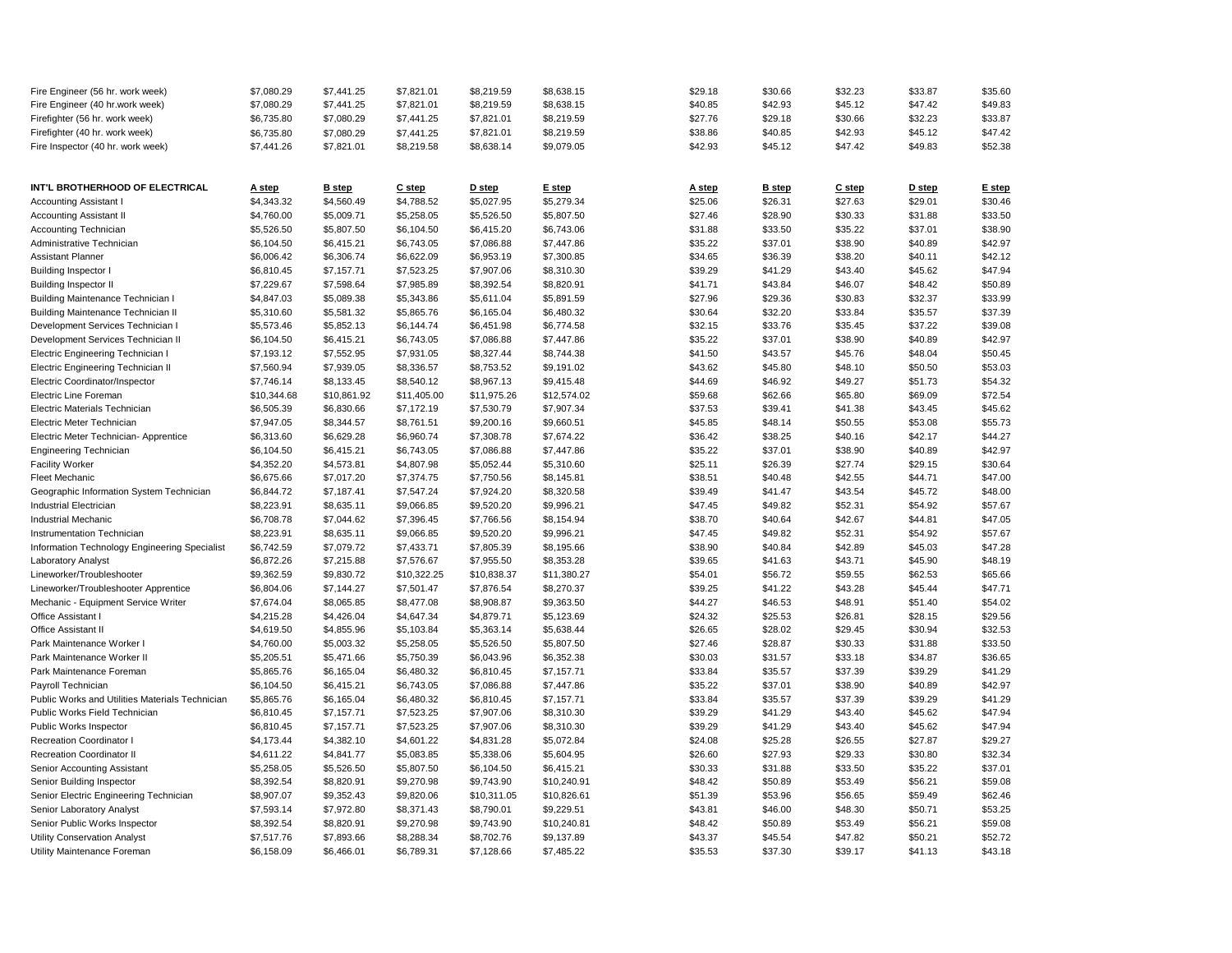| | | | | | | | | | | |
|---|---|---|---|---|---|---|---|---|---|---|
| Fire Engineer (56 hr. work week) | $7,080.29 | $7,441.25 | $7,821.01 | $8,219.59 | $8,638.15 | $29.18 | $30.66 | $32.23 | $33.87 | $35.60 |
| Fire Engineer (40 hr.work week) | $7,080.29 | $7,441.25 | $7,821.01 | $8,219.59 | $8,638.15 | $40.85 | $42.93 | $45.12 | $47.42 | $49.83 |
| Firefighter (56 hr. work week) | $6,735.80 | $7,080.29 | $7,441.25 | $7,821.01 | $8,219.59 | $27.76 | $29.18 | $30.66 | $32.23 | $33.87 |
| Firefighter (40 hr. work week) | $6,735.80 | $7,080.29 | $7,441.25 | $7,821.01 | $8,219.59 | $38.86 | $40.85 | $42.93 | $45.12 | $47.42 |
| Fire Inspector (40 hr. work week) | $7,441.26 | $7,821.01 | $8,219.58 | $8,638.14 | $9,079.05 | $42.93 | $45.12 | $47.42 | $49.83 | $52.38 |

| INT'L BROTHERHOOD OF ELECTRICAL | A step | B step | C step | D step | E step | A step | B step | C step | D step | E step |
|---|---|---|---|---|---|---|---|---|---|---|
| Accounting Assistant I | $4,343.32 | $4,560.49 | $4,788.52 | $5,027.95 | $5,279.34 | $25.06 | $26.31 | $27.63 | $29.01 | $30.46 |
| Accounting Assistant II | $4,760.00 | $5,009.71 | $5,258.05 | $5,526.50 | $5,807.50 | $27.46 | $28.90 | $30.33 | $31.88 | $33.50 |
| Accounting Technician | $5,526.50 | $5,807.50 | $6,104.50 | $6,415.20 | $6,743.06 | $31.88 | $33.50 | $35.22 | $37.01 | $38.90 |
| Administrative Technician | $6,104.50 | $6,415.21 | $6,743.05 | $7,086.88 | $7,447.86 | $35.22 | $37.01 | $38.90 | $40.89 | $42.97 |
| Assistant Planner | $6,006.42 | $6,306.74 | $6,622.09 | $6,953.19 | $7,300.85 | $34.65 | $36.39 | $38.20 | $40.11 | $42.12 |
| Building Inspector I | $6,810.45 | $7,157.71 | $7,523.25 | $7,907.06 | $8,310.30 | $39.29 | $41.29 | $43.40 | $45.62 | $47.94 |
| Building Inspector II | $7,229.67 | $7,598.64 | $7,985.89 | $8,392.54 | $8,820.91 | $41.71 | $43.84 | $46.07 | $48.42 | $50.89 |
| Building Maintenance Technician I | $4,847.03 | $5,089.38 | $5,343.86 | $5,611.04 | $5,891.59 | $27.96 | $29.36 | $30.83 | $32.37 | $33.99 |
| Building Maintenance Technician II | $5,310.60 | $5,581.32 | $5,865.76 | $6,165.04 | $6,480.32 | $30.64 | $32.20 | $33.84 | $35.57 | $37.39 |
| Development Services Technician I | $5,573.46 | $5,852.13 | $6,144.74 | $6,451.98 | $6,774.58 | $32.15 | $33.76 | $35.45 | $37.22 | $39.08 |
| Development Services Technician II | $6,104.50 | $6,415.21 | $6,743.05 | $7,086.88 | $7,447.86 | $35.22 | $37.01 | $38.90 | $40.89 | $42.97 |
| Electric Engineering Technician I | $7,193.12 | $7,552.95 | $7,931.05 | $8,327.44 | $8,744.38 | $41.50 | $43.57 | $45.76 | $48.04 | $50.45 |
| Electric Engineering Technician II | $7,560.94 | $7,939.05 | $8,336.57 | $8,753.52 | $9,191.02 | $43.62 | $45.80 | $48.10 | $50.50 | $53.03 |
| Electric Coordinator/Inspector | $7,746.14 | $8,133.45 | $8,540.12 | $8,967.13 | $9,415.48 | $44.69 | $46.92 | $49.27 | $51.73 | $54.32 |
| Electric Line Foreman | $10,344.68 | $10,861.92 | $11,405.00 | $11,975.26 | $12,574.02 | $59.68 | $62.66 | $65.80 | $69.09 | $72.54 |
| Electric Materials Technician | $6,505.39 | $6,830.66 | $7,172.19 | $7,530.79 | $7,907.34 | $37.53 | $39.41 | $41.38 | $43.45 | $45.62 |
| Electric Meter Technician | $7,947.05 | $8,344.57 | $8,761.51 | $9,200.16 | $9,660.51 | $45.85 | $48.14 | $50.55 | $53.08 | $55.73 |
| Electric Meter Technician- Apprentice | $6,313.60 | $6,629.28 | $6,960.74 | $7,308.78 | $7,674.22 | $36.42 | $38.25 | $40.16 | $42.17 | $44.27 |
| Engineering Technician | $6,104.50 | $6,415.21 | $6,743.05 | $7,086.88 | $7,447.86 | $35.22 | $37.01 | $38.90 | $40.89 | $42.97 |
| Facility Worker | $4,352.20 | $4,573.81 | $4,807.98 | $5,052.44 | $5,310.60 | $25.11 | $26.39 | $27.74 | $29.15 | $30.64 |
| Fleet Mechanic | $6,675.66 | $7,017.20 | $7,374.75 | $7,750.56 | $8,145.81 | $38.51 | $40.48 | $42.55 | $44.71 | $47.00 |
| Geographic Information System Technician | $6,844.72 | $7,187.41 | $7,547.24 | $7,924.20 | $8,320.58 | $39.49 | $41.47 | $43.54 | $45.72 | $48.00 |
| Industrial Electrician | $8,223.91 | $8,635.11 | $9,066.85 | $9,520.20 | $9,996.21 | $47.45 | $49.82 | $52.31 | $54.92 | $57.67 |
| Industrial Mechanic | $6,708.78 | $7,044.62 | $7,396.45 | $7,766.56 | $8,154.94 | $38.70 | $40.64 | $42.67 | $44.81 | $47.05 |
| Instrumentation Technician | $8,223.91 | $8,635.11 | $9,066.85 | $9,520.20 | $9,996.21 | $47.45 | $49.82 | $52.31 | $54.92 | $57.67 |
| Information Technology Engineering Specialist | $6,742.59 | $7,079.72 | $7,433.71 | $7,805.39 | $8,195.66 | $38.90 | $40.84 | $42.89 | $45.03 | $47.28 |
| Laboratory Analyst | $6,872.26 | $7,215.88 | $7,576.67 | $7,955.50 | $8,353.28 | $39.65 | $41.63 | $43.71 | $45.90 | $48.19 |
| Lineworker/Troubleshooter | $9,362.59 | $9,830.72 | $10,322.25 | $10,838.37 | $11,380.27 | $54.01 | $56.72 | $59.55 | $62.53 | $65.66 |
| Lineworker/Troubleshooter Apprentice | $6,804.06 | $7,144.27 | $7,501.47 | $7,876.54 | $8,270.37 | $39.25 | $41.22 | $43.28 | $45.44 | $47.71 |
| Mechanic - Equipment Service Writer | $7,674.04 | $8,065.85 | $8,477.08 | $8,908.87 | $9,363.50 | $44.27 | $46.53 | $48.91 | $51.40 | $54.02 |
| Office Assistant I | $4,215.28 | $4,426.04 | $4,647.34 | $4,879.71 | $5,123.69 | $24.32 | $25.53 | $26.81 | $28.15 | $29.56 |
| Office Assistant II | $4,619.50 | $4,855.96 | $5,103.84 | $5,363.14 | $5,638.44 | $26.65 | $28.02 | $29.45 | $30.94 | $32.53 |
| Park Maintenance Worker I | $4,760.00 | $5,003.32 | $5,258.05 | $5,526.50 | $5,807.50 | $27.46 | $28.87 | $30.33 | $31.88 | $33.50 |
| Park Maintenance Worker II | $5,205.51 | $5,471.66 | $5,750.39 | $6,043.96 | $6,352.38 | $30.03 | $31.57 | $33.18 | $34.87 | $36.65 |
| Park Maintenance Foreman | $5,865.76 | $6,165.04 | $6,480.32 | $6,810.45 | $7,157.71 | $33.84 | $35.57 | $37.39 | $39.29 | $41.29 |
| Payroll Technician | $6,104.50 | $6,415.21 | $6,743.05 | $7,086.88 | $7,447.86 | $35.22 | $37.01 | $38.90 | $40.89 | $42.97 |
| Public Works and Utilities Materials Technician | $5,865.76 | $6,165.04 | $6,480.32 | $6,810.45 | $7,157.71 | $33.84 | $35.57 | $37.39 | $39.29 | $41.29 |
| Public Works Field Technician | $6,810.45 | $7,157.71 | $7,523.25 | $7,907.06 | $8,310.30 | $39.29 | $41.29 | $43.40 | $45.62 | $47.94 |
| Public Works Inspector | $6,810.45 | $7,157.71 | $7,523.25 | $7,907.06 | $8,310.30 | $39.29 | $41.29 | $43.40 | $45.62 | $47.94 |
| Recreation Coordinator I | $4,173.44 | $4,382.10 | $4,601.22 | $4,831.28 | $5,072.84 | $24.08 | $25.28 | $26.55 | $27.87 | $29.27 |
| Recreation Coordinator II | $4,611.22 | $4,841.77 | $5,083.85 | $5,338.06 | $5,604.95 | $26.60 | $27.93 | $29.33 | $30.80 | $32.34 |
| Senior Accounting Assistant | $5,258.05 | $5,526.50 | $5,807.50 | $6,104.50 | $6,415.21 | $30.33 | $31.88 | $33.50 | $35.22 | $37.01 |
| Senior Building Inspector | $8,392.54 | $8,820.91 | $9,270.98 | $9,743.90 | $10,240.91 | $48.42 | $50.89 | $53.49 | $56.21 | $59.08 |
| Senior Electric Engineering Technician | $8,907.07 | $9,352.43 | $9,820.06 | $10,311.05 | $10,826.61 | $51.39 | $53.96 | $56.65 | $59.49 | $62.46 |
| Senior Laboratory Analyst | $7,593.14 | $7,972.80 | $8,371.43 | $8,790.01 | $9,229.51 | $43.81 | $46.00 | $48.30 | $50.71 | $53.25 |
| Senior Public Works Inspector | $8,392.54 | $8,820.91 | $9,270.98 | $9,743.90 | $10,240.81 | $48.42 | $50.89 | $53.49 | $56.21 | $59.08 |
| Utility Conservation Analyst | $7,517.76 | $7,893.66 | $8,288.34 | $8,702.76 | $9,137.89 | $43.37 | $45.54 | $47.82 | $50.21 | $52.72 |
| Utility Maintenance Foreman | $6,158.09 | $6,466.01 | $6,789.31 | $7,128.66 | $7,485.22 | $35.53 | $37.30 | $39.17 | $41.13 | $43.18 |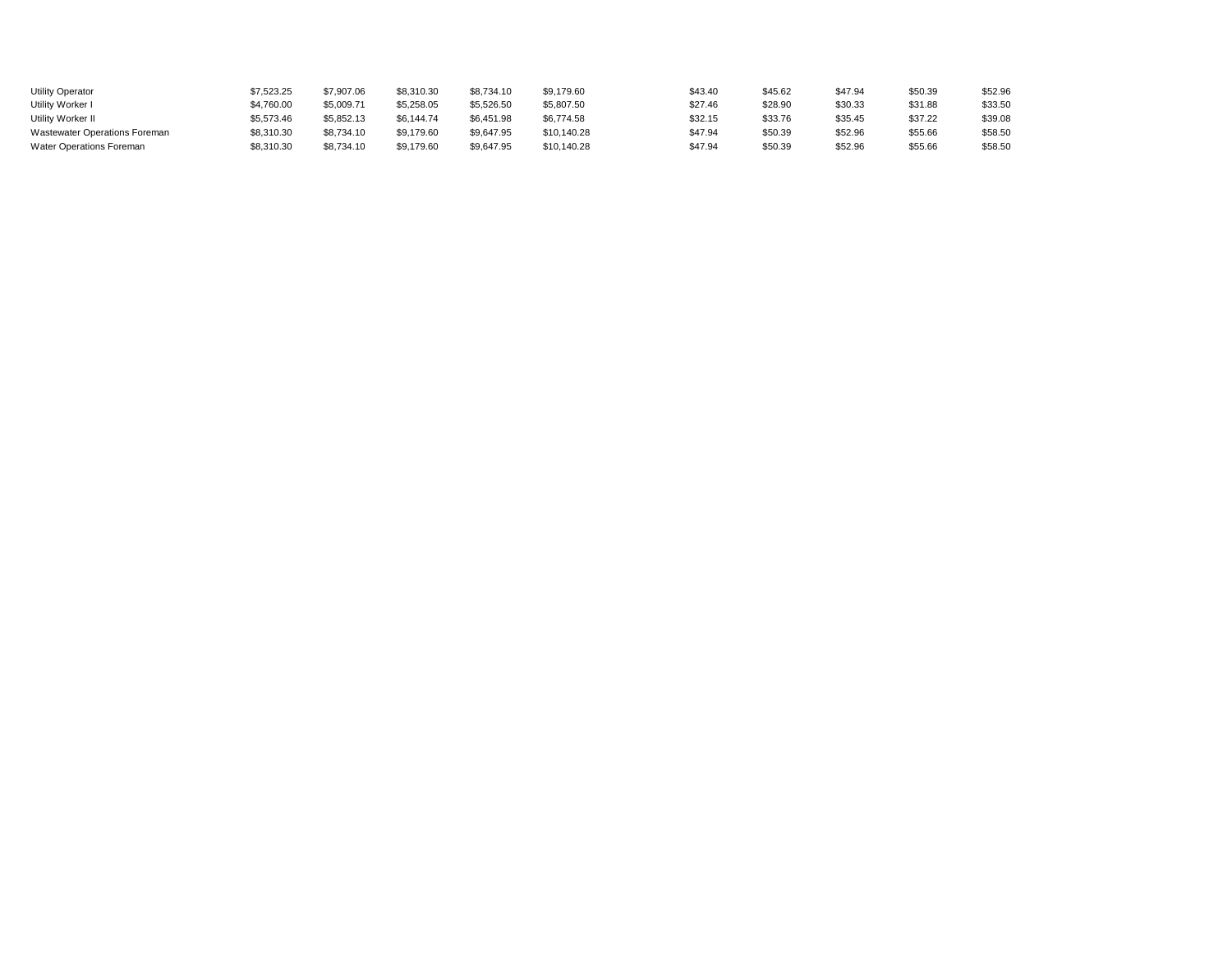| | | | | | | | | | | |
|---|---|---|---|---|---|---|---|---|---|---|
| Utility Operator | $7,523.25 | $7,907.06 | $8,310.30 | $8,734.10 | $9,179.60 | $43.40 | $45.62 | $47.94 | $50.39 | $52.96 |
| Utility Worker I | $4,760.00 | $5,009.71 | $5,258.05 | $5,526.50 | $5,807.50 | $27.46 | $28.90 | $30.33 | $31.88 | $33.50 |
| Utility Worker II | $5,573.46 | $5,852.13 | $6,144.74 | $6,451.98 | $6,774.58 | $32.15 | $33.76 | $35.45 | $37.22 | $39.08 |
| Wastewater Operations Foreman | $8,310.30 | $8,734.10 | $9,179.60 | $9,647.95 | $10,140.28 | $47.94 | $50.39 | $52.96 | $55.66 | $58.50 |
| Water Operations Foreman | $8,310.30 | $8,734.10 | $9,179.60 | $9,647.95 | $10,140.28 | $47.94 | $50.39 | $52.96 | $55.66 | $58.50 |